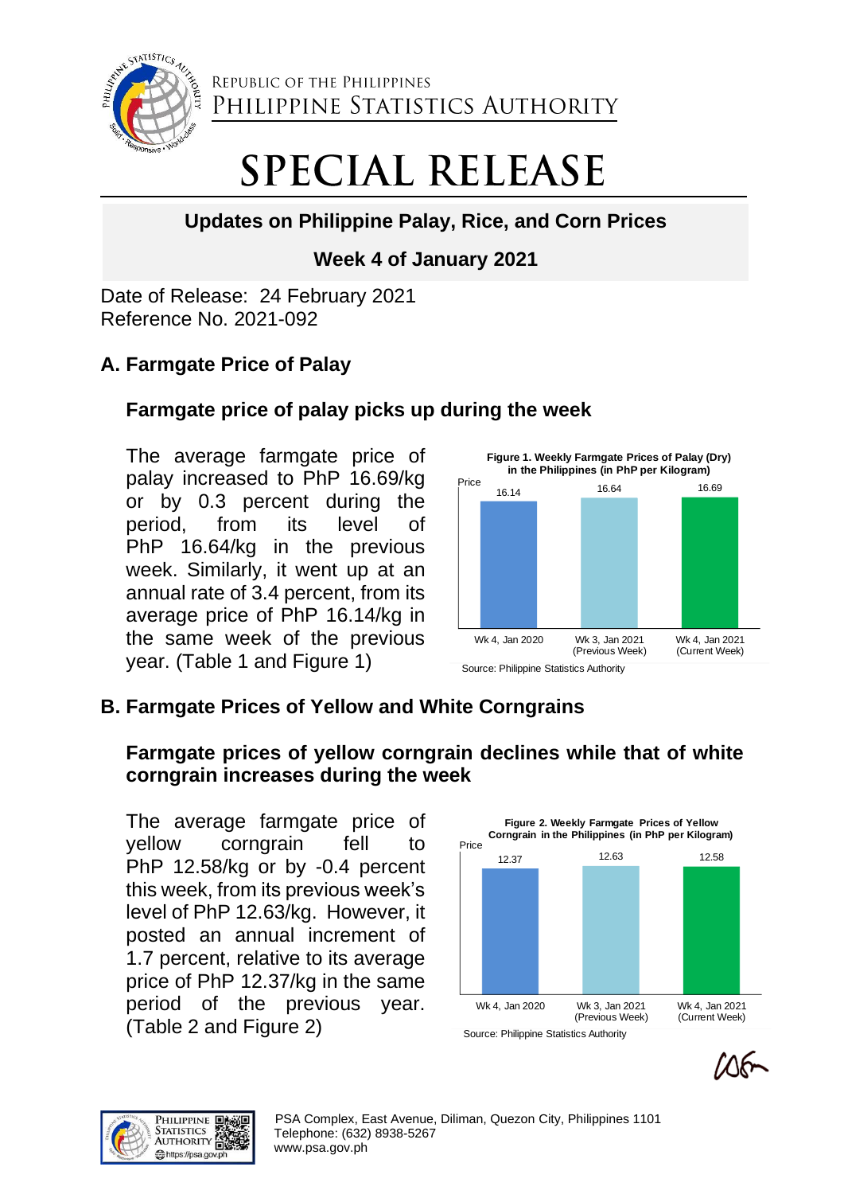REPUBLIC OF THE PHILIPPINES
PHILIPPINE STATISTICS AUTHORITY

# SPECIAL RELEASE

## Updates on Philippine Palay, Rice, and Corn Prices

### Week 4 of January 2021

Date of Release: 24 February 2021
Reference No. 2021-092

## A. Farmgate Price of Palay

### Farmgate price of palay picks up during the week

The average farmgate price of palay increased to PhP 16.69/kg or by 0.3 percent during the period, from its level of PhP 16.64/kg in the previous week. Similarly, it went up at an annual rate of 3.4 percent, from its average price of PhP 16.14/kg in the same week of the previous year. (Table 1 and Figure 1)

**Figure 1. Weekly Farmgate Prices of Palay (Dry) in the Philippines (in PhP per Kilogram)**

| | Wk 4, Jan 2020 | Wk 3, Jan 2021 (Previous Week) | Wk 4, Jan 2021 (Current Week) |
|---|---|---|---|
| Price | 16.14 | 16.64 | 16.69 |

Source: Philippine Statistics Authority

## B. Farmgate Prices of Yellow and White Corngrains

### Farmgate prices of yellow corngrain declines while that of white corngrain increases during the week

The average farmgate price of yellow corngrain fell to PhP 12.58/kg or by -0.4 percent this week, from its previous week's level of PhP 12.63/kg. However, it posted an annual increment of 1.7 percent, relative to its average price of PhP 12.37/kg in the same period of the previous year. (Table 2 and Figure 2)

**Figure 2. Weekly Farmgate Prices of Yellow Corngrain in the Philippines (in PhP per Kilogram)**

| | Wk 4, Jan 2020 | Wk 3, Jan 2021 (Previous Week) | Wk 4, Jan 2021 (Current Week) |
|---|---|---|---|
| Price | 12.37 | 12.63 | 12.58 |

Source: Philippine Statistics Authority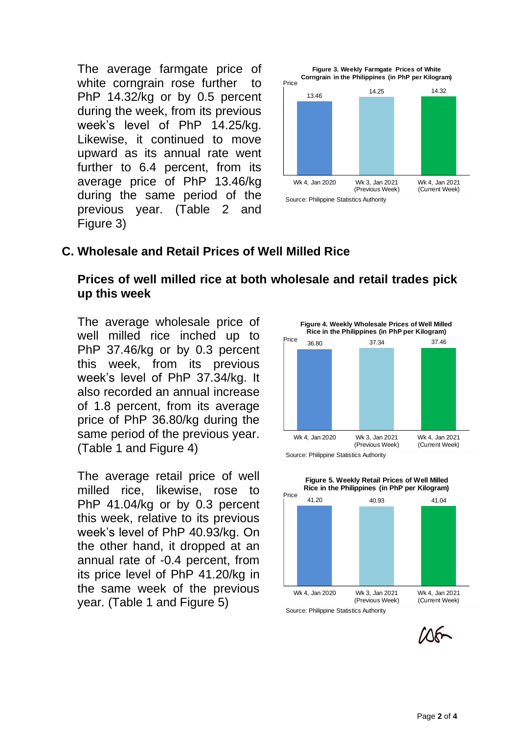The average farmgate price of white corngrain rose further to PhP 14.32/kg or by 0.5 percent during the week, from its previous week's level of PhP 14.25/kg. Likewise, it continued to move upward as its annual rate went further to 6.4 percent, from its average price of PhP 13.46/kg during the same period of the previous year. (Table 2 and Figure 3)

**Figure 3. Weekly Farmgate Prices of White Corngrain in the Philippines (in PhP per Kilogram)**

| | Wk 4, Jan 2020 | Wk 3, Jan 2021 (Previous Week) | Wk 4, Jan 2021 (Current Week) |
|---|---|---|---|
| Price | 13.46 | 14.25 | 14.32 |

Source: Philippine Statistics Authority

## C. Wholesale and Retail Prices of Well Milled Rice

### Prices of well milled rice at both wholesale and retail trades pick up this week

The average wholesale price of well milled rice inched up to PhP 37.46/kg or by 0.3 percent this week, from its previous week's level of PhP 37.34/kg. It also recorded an annual increase of 1.8 percent, from its average price of PhP 36.80/kg during the same period of the previous year. (Table 1 and Figure 4)

**Figure 4. Weekly Wholesale Prices of Well Milled Rice in the Philippines (in PhP per Kilogram)**

| | Wk 4, Jan 2020 | Wk 3, Jan 2021 (Previous Week) | Wk 4, Jan 2021 (Current Week) |
|---|---|---|---|
| Price | 36.80 | 37.34 | 37.46 |

Source: Philippine Statistics Authority

The average retail price of well milled rice, likewise, rose to PhP 41.04/kg or by 0.3 percent this week, relative to its previous week's level of PhP 40.93/kg. On the other hand, it dropped at an annual rate of -0.4 percent, from its price level of PhP 41.20/kg in the same week of the previous year. (Table 1 and Figure 5)

**Figure 5. Weekly Retail Prices of Well Milled Rice in the Philippines (in PhP per Kilogram)**

| | Wk 4, Jan 2020 | Wk 3, Jan 2021 (Previous Week) | Wk 4, Jan 2021 (Current Week) |
|---|---|---|---|
| Price | 41.20 | 40.93 | 41.04 |

Source: Philippine Statistics Authority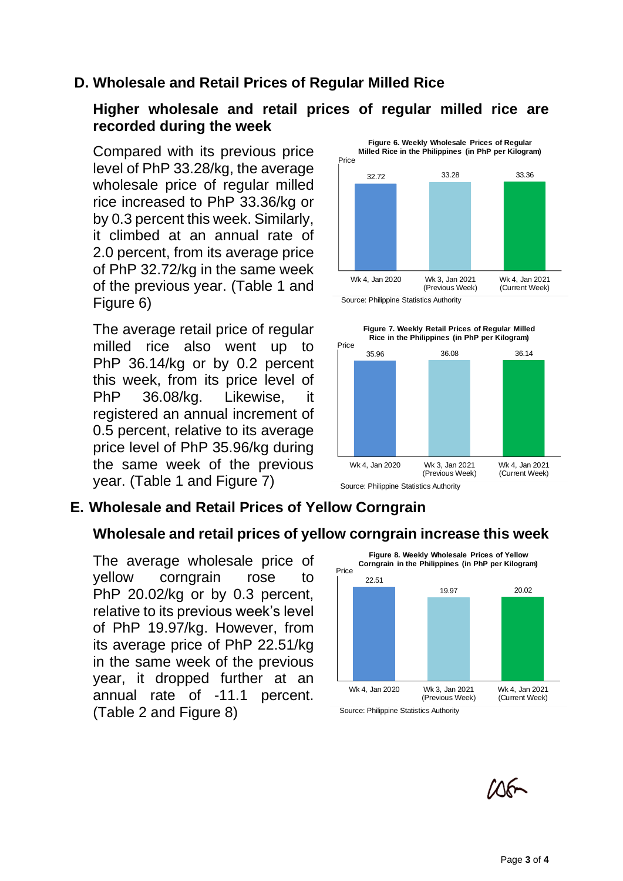## D. Wholesale and Retail Prices of Regular Milled Rice

### Higher wholesale and retail prices of regular milled rice are recorded during the week

Compared with its previous price level of PhP 33.28/kg, the average wholesale price of regular milled rice increased to PhP 33.36/kg or by 0.3 percent this week. Similarly, it climbed at an annual rate of 2.0 percent, from its average price of PhP 32.72/kg in the same week of the previous year. (Table 1 and Figure 6)

**Figure 6. Weekly Wholesale Prices of Regular Milled Rice in the Philippines (in PhP per Kilogram)**

| | Wk 4, Jan 2020 | Wk 3, Jan 2021 (Previous Week) | Wk 4, Jan 2021 (Current Week) |
|---|---|---|---|
| Price | 32.72 | 33.28 | 33.36 |

Source: Philippine Statistics Authority

The average retail price of regular milled rice also went up to PhP 36.14/kg or by 0.2 percent this week, from its price level of PhP 36.08/kg. Likewise, it registered an annual increment of 0.5 percent, relative to its average price level of PhP 35.96/kg during the same week of the previous year. (Table 1 and Figure 7)

**Figure 7. Weekly Retail Prices of Regular Milled Rice in the Philippines (in PhP per Kilogram)**

| | Wk 4, Jan 2020 | Wk 3, Jan 2021 (Previous Week) | Wk 4, Jan 2021 (Current Week) |
|---|---|---|---|
| Price | 35.96 | 36.08 | 36.14 |

Source: Philippine Statistics Authority

## E. Wholesale and Retail Prices of Yellow Corngrain

### Wholesale and retail prices of yellow corngrain increase this week

The average wholesale price of yellow corngrain rose to PhP 20.02/kg or by 0.3 percent, relative to its previous week's level of PhP 19.97/kg. However, from its average price of PhP 22.51/kg in the same week of the previous year, it dropped further at an annual rate of -11.1 percent. (Table 2 and Figure 8)

**Figure 8. Weekly Wholesale Prices of Yellow Corngrain in the Philippines (in PhP per Kilogram)**

| | Wk 4, Jan 2020 | Wk 3, Jan 2021 (Previous Week) | Wk 4, Jan 2021 (Current Week) |
|---|---|---|---|
| Price | 22.51 | 19.97 | 20.02 |

Source: Philippine Statistics Authority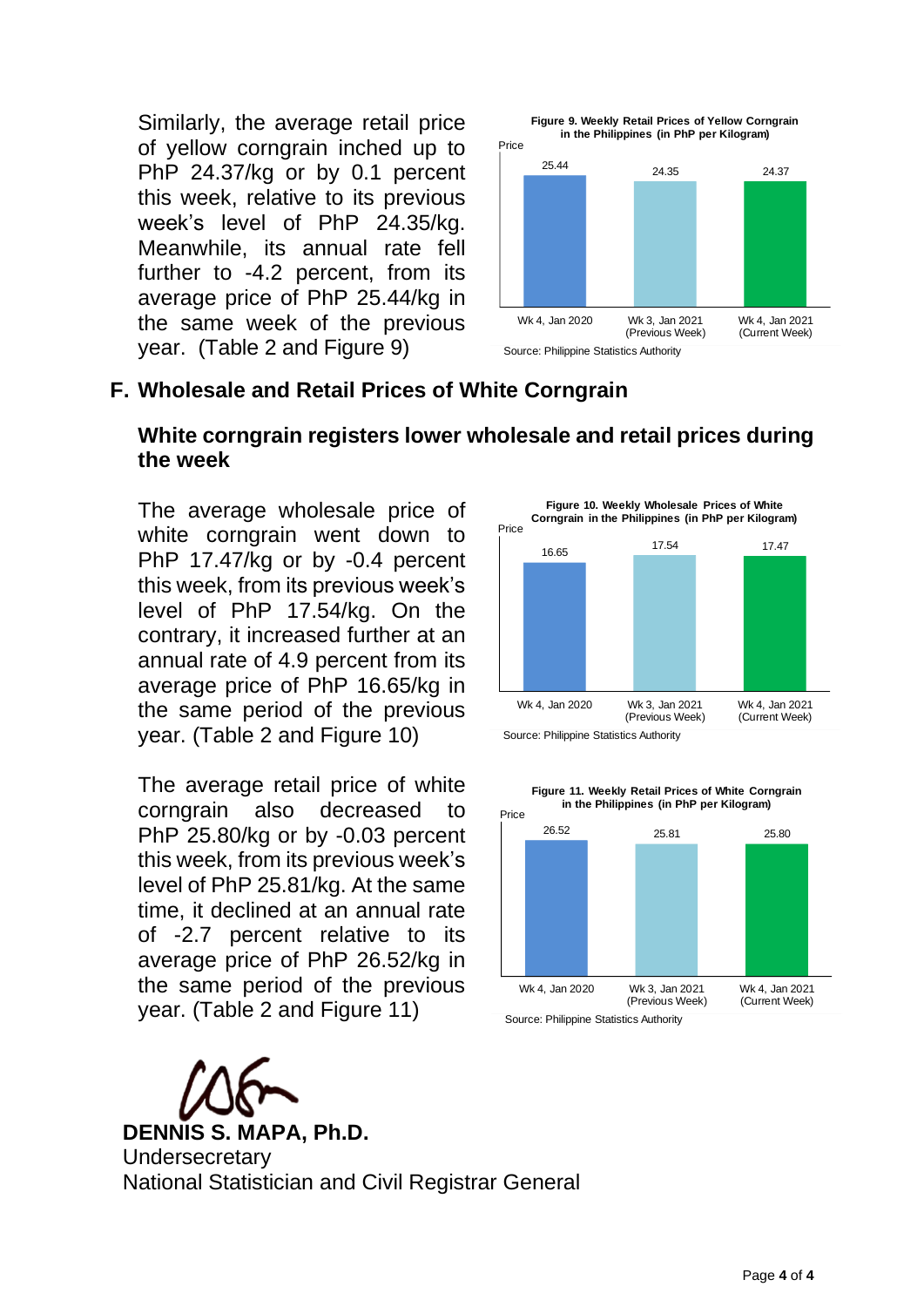Similarly, the average retail price of yellow corngrain inched up to PhP 24.37/kg or by 0.1 percent this week, relative to its previous week's level of PhP 24.35/kg. Meanwhile, its annual rate fell further to -4.2 percent, from its average price of PhP 25.44/kg in the same week of the previous year. (Table 2 and Figure 9)

**Figure 9. Weekly Retail Prices of Yellow Corngrain in the Philippines (in PhP per Kilogram)**

Price

25.44
24.35
24.37

Wk 4, Jan 2020
Wk 3, Jan 2021 (Previous Week)
Wk 4, Jan 2021 (Current Week)

Source: Philippine Statistics Authority

## F. Wholesale and Retail Prices of White Corngrain

### White corngrain registers lower wholesale and retail prices during the week

The average wholesale price of white corngrain went down to PhP 17.47/kg or by -0.4 percent this week, from its previous week's level of PhP 17.54/kg. On the contrary, it increased further at an annual rate of 4.9 percent from its average price of PhP 16.65/kg in the same period of the previous year. (Table 2 and Figure 10)

**Figure 10. Weekly Wholesale Prices of White Corngrain in the Philippines (in PhP per Kilogram)**

Price

16.65
17.54
17.47

Wk 4, Jan 2020
Wk 3, Jan 2021 (Previous Week)
Wk 4, Jan 2021 (Current Week)

Source: Philippine Statistics Authority

The average retail price of white corngrain also decreased to PhP 25.80/kg or by -0.03 percent this week, from its previous week's level of PhP 25.81/kg. At the same time, it declined at an annual rate of -2.7 percent relative to its average price of PhP 26.52/kg in the same period of the previous year. (Table 2 and Figure 11)

**Figure 11. Weekly Retail Prices of White Corngrain in the Philippines (in PhP per Kilogram)**

Price

26.52
25.81
25.80

Wk 4, Jan 2020
Wk 3, Jan 2021 (Previous Week)
Wk 4, Jan 2021 (Current Week)

Source: Philippine Statistics Authority

**DENNIS S. MAPA, Ph.D.**
Undersecretary
National Statistician and Civil Registrar General